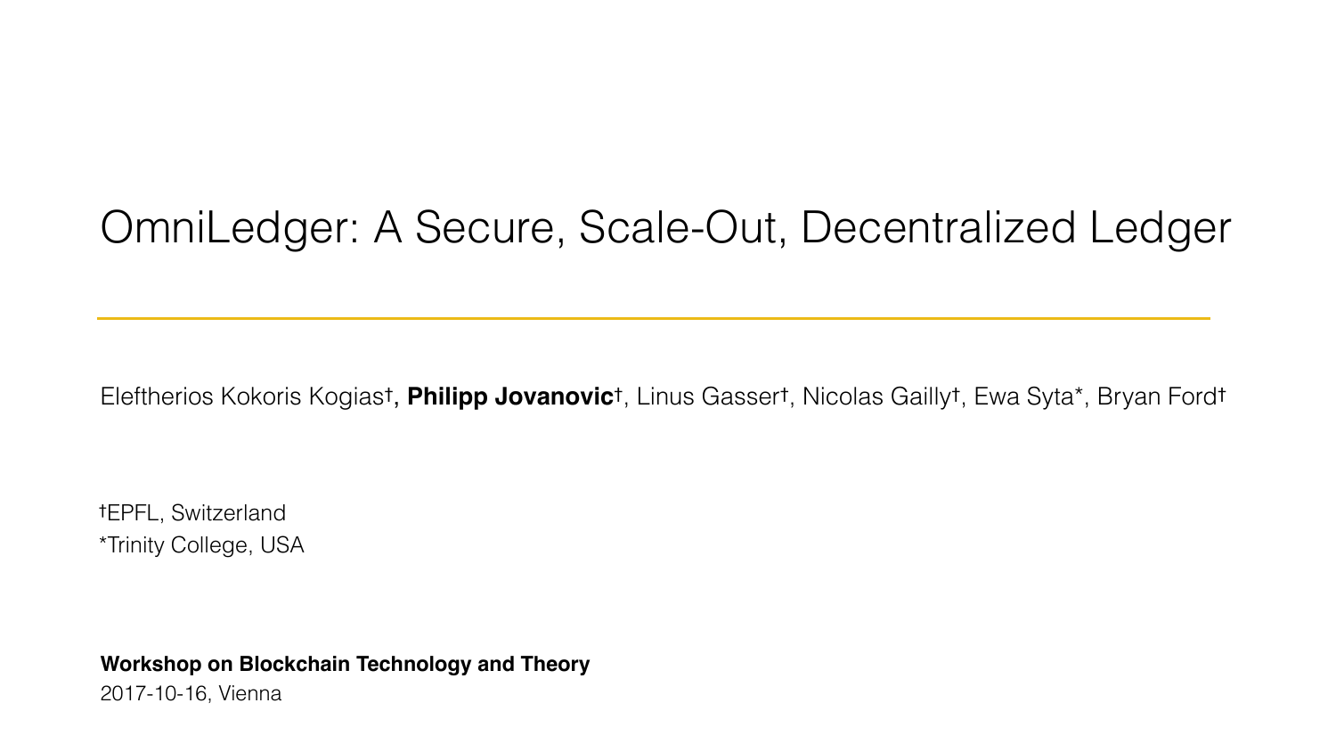# OmniLedger: A Secure, Scale-Out, Decentralized Ledger

Eleftherios Kokoris Kogias†, **Philipp Jovanovic**†, Linus Gasser†, Nicolas Gailly†, Ewa Syta*, Bryan Ford†

†EPFL, Switzerland
*Trinity College, USA

**Workshop on Blockchain Technology and Theory**
2017-10-16, Vienna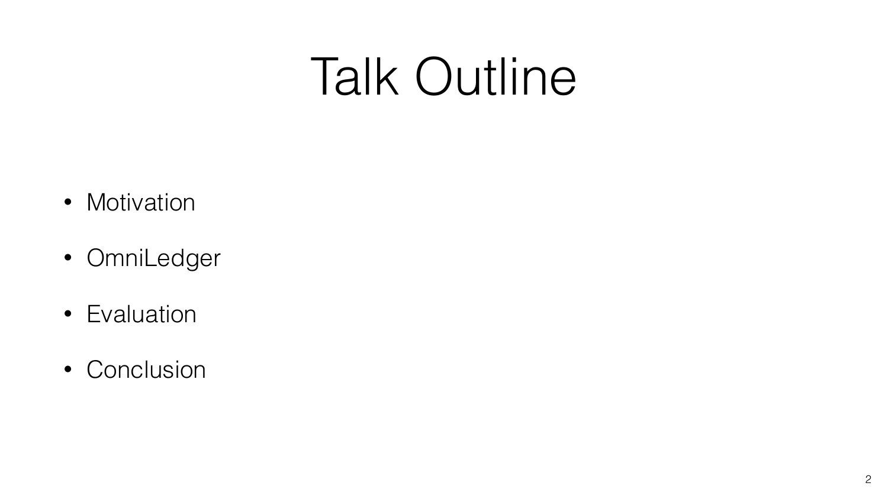# Talk Outline

- Motivation
- OmniLedger
- Evaluation
- Conclusion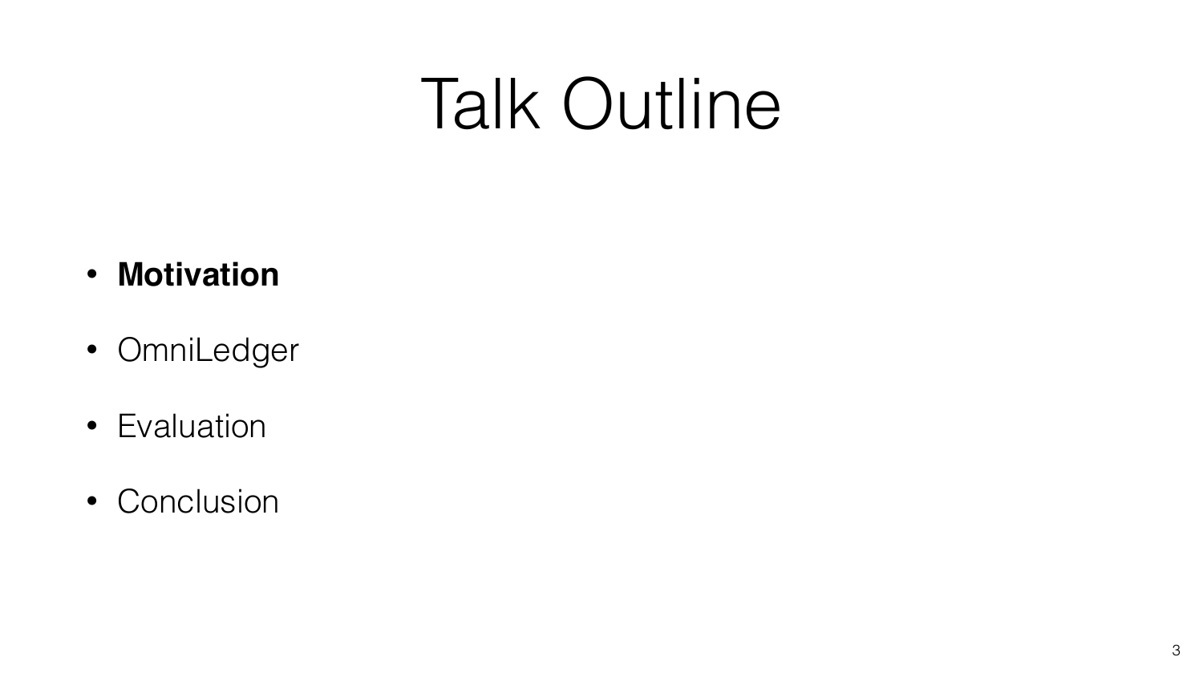# Talk Outline

- **Motivation**
- OmniLedger
- Evaluation
- Conclusion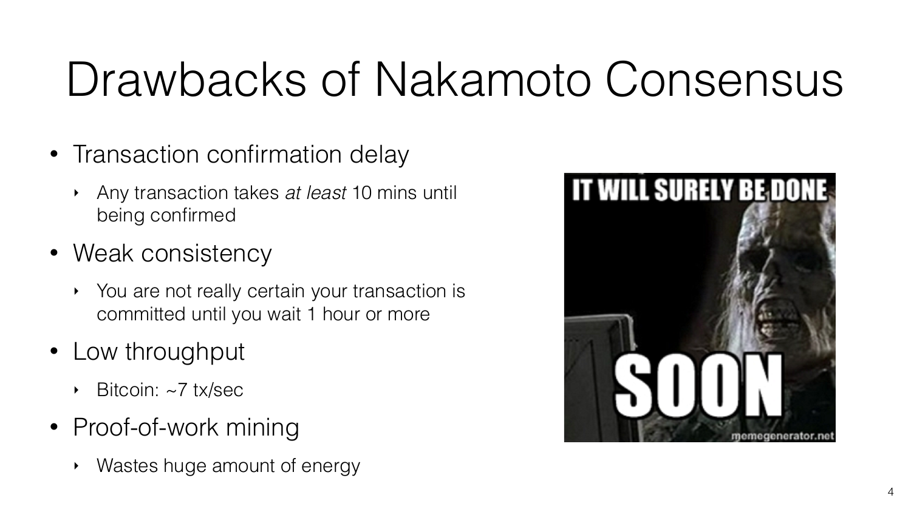# Drawbacks of Nakamoto Consensus

- Transaction confirmation delay
  - Any transaction takes *at least* 10 mins until being confirmed
- Weak consistency
  - You are not really certain your transaction is committed until you wait 1 hour or more
- Low throughput
  - Bitcoin: ~7 tx/sec
- Proof-of-work mining
  - Wastes huge amount of energy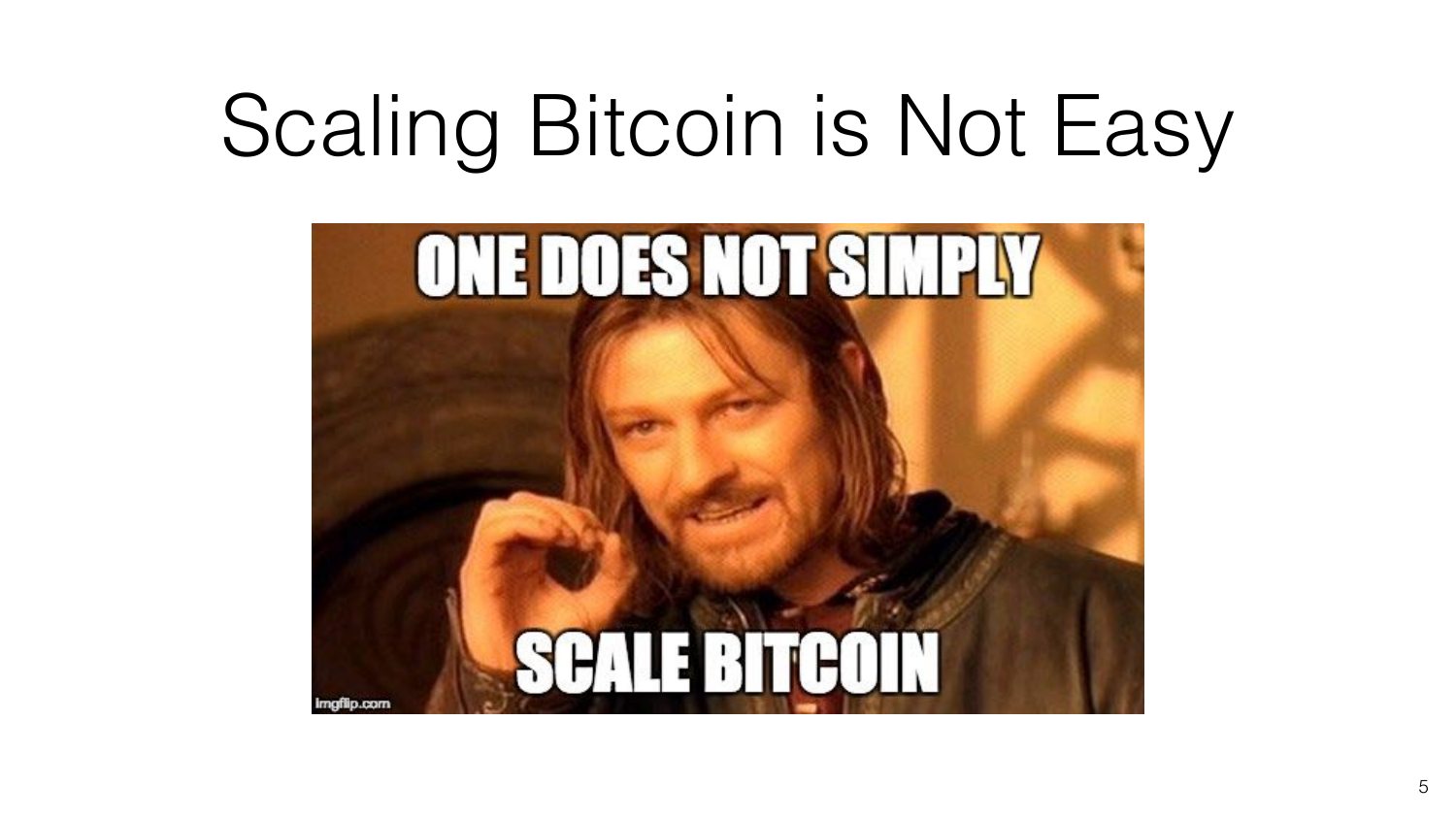# Scaling Bitcoin is Not Easy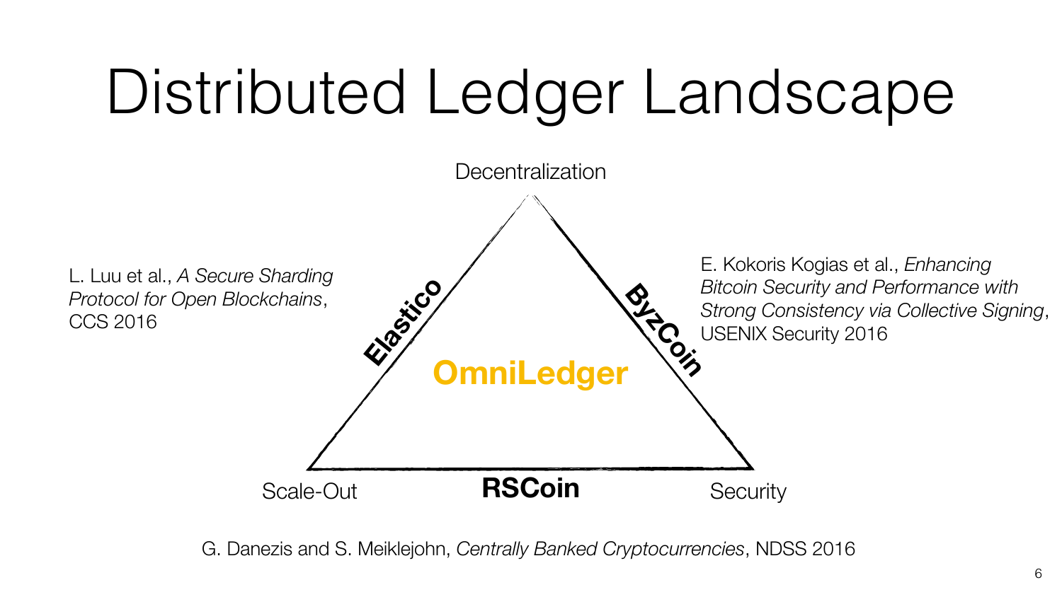# Distributed Ledger Landscape

Decentralization

Scale-Out

Security

Elastico

ByzCoin

RSCoin

OmniLedger

L. Luu et al., *A Secure Sharding Protocol for Open Blockchains*, CCS 2016

E. Kokoris Kogias et al., *Enhancing Bitcoin Security and Performance with Strong Consistency via Collective Signing*, USENIX Security 2016

G. Danezis and S. Meiklejohn, *Centrally Banked Cryptocurrencies*, NDSS 2016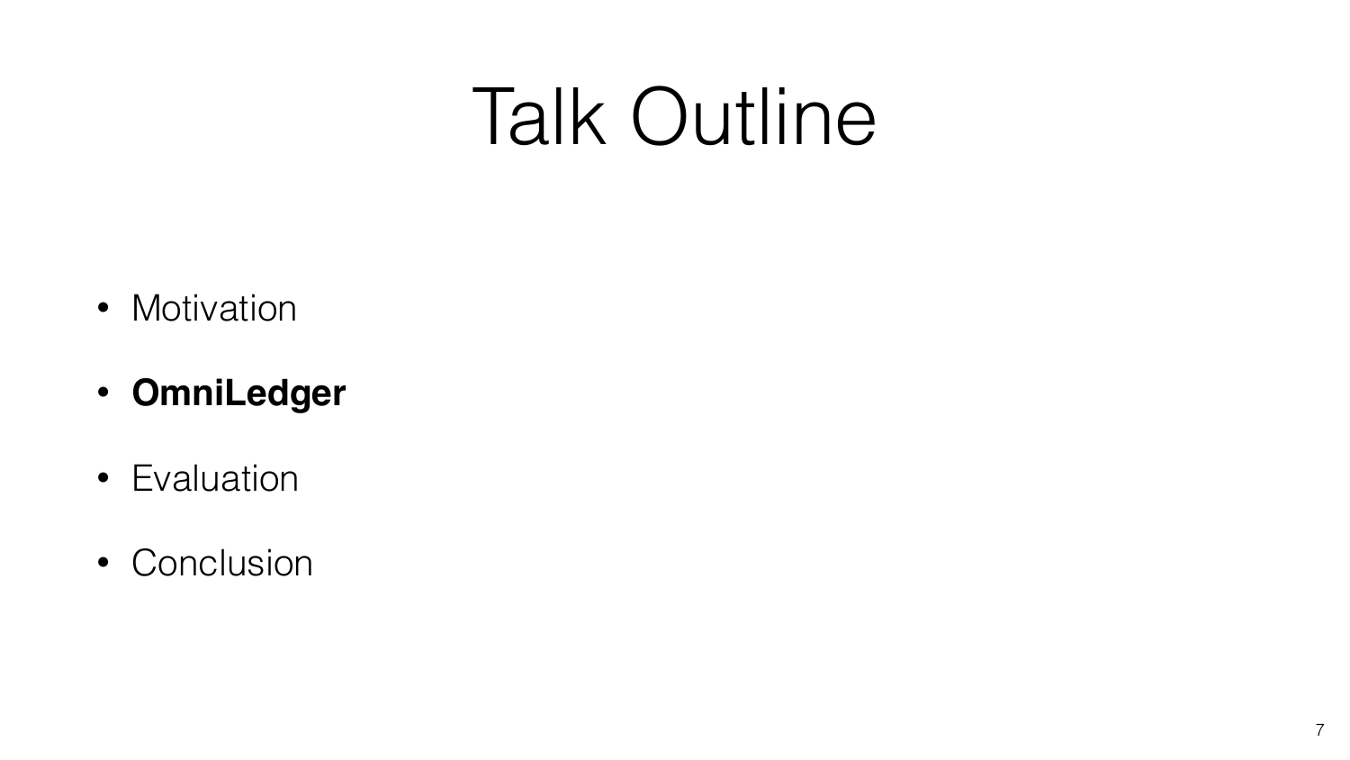# Talk Outline

- Motivation
- **OmniLedger**
- Evaluation
- Conclusion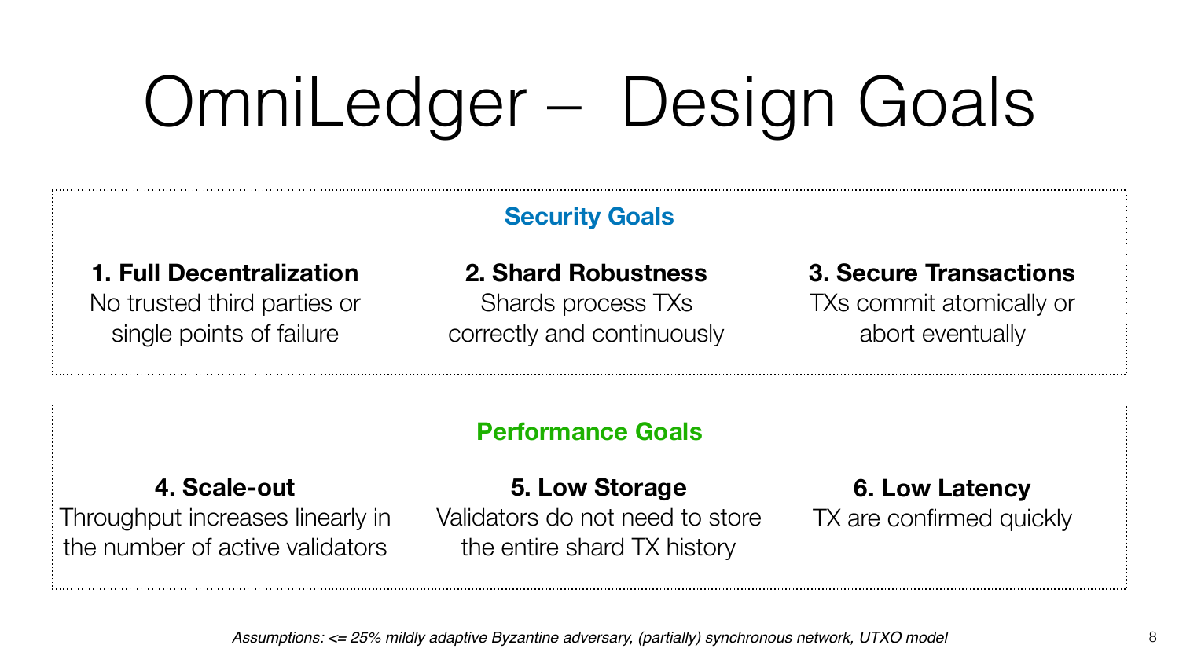# OmniLedger – Design Goals

## Security Goals

**1. Full Decentralization**
No trusted third parties or single points of failure

**2. Shard Robustness**
Shards process TXs correctly and continuously

**3. Secure Transactions**
TXs commit atomically or abort eventually

## Performance Goals

**4. Scale-out**
Throughput increases linearly in the number of active validators

**5. Low Storage**
Validators do not need to store the entire shard TX history

**6. Low Latency**
TX are confirmed quickly

*Assumptions: <= 25% mildly adaptive Byzantine adversary, (partially) synchronous network, UTXO model*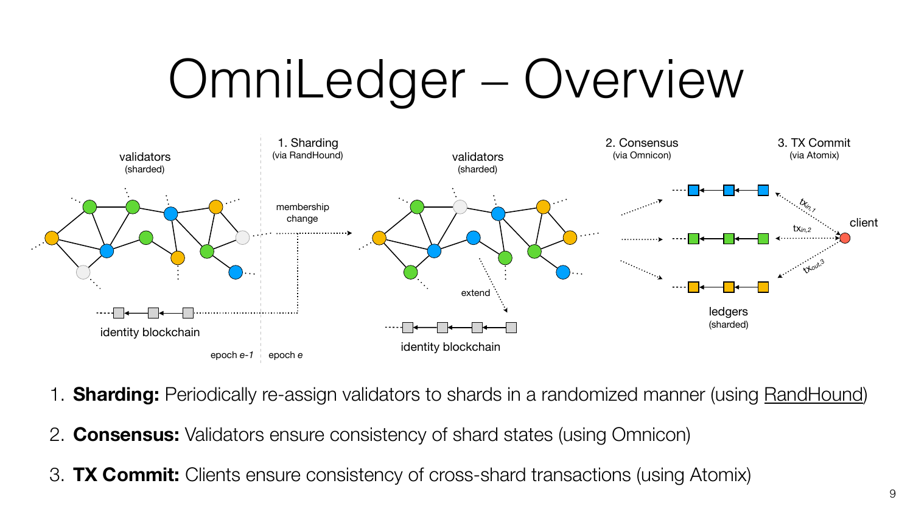# OmniLedger – Overview

validators (sharded)

1. Sharding (via RandHound)

membership change

validators (sharded)

2. Consensus (via Omnicon)

3. TX Commit (via Atomix)

identity blockchain

extend

identity blockchain

epoch *e-1* epoch *e*

ledgers (sharded)

client

$tx_{in,1}$

$tx_{in,2}$

$tx_{out,3}$

1. **Sharding:** Periodically re-assign validators to shards in a randomized manner (using RandHound)
2. **Consensus:** Validators ensure consistency of shard states (using Omnicon)
3. **TX Commit:** Clients ensure consistency of cross-shard transactions (using Atomix)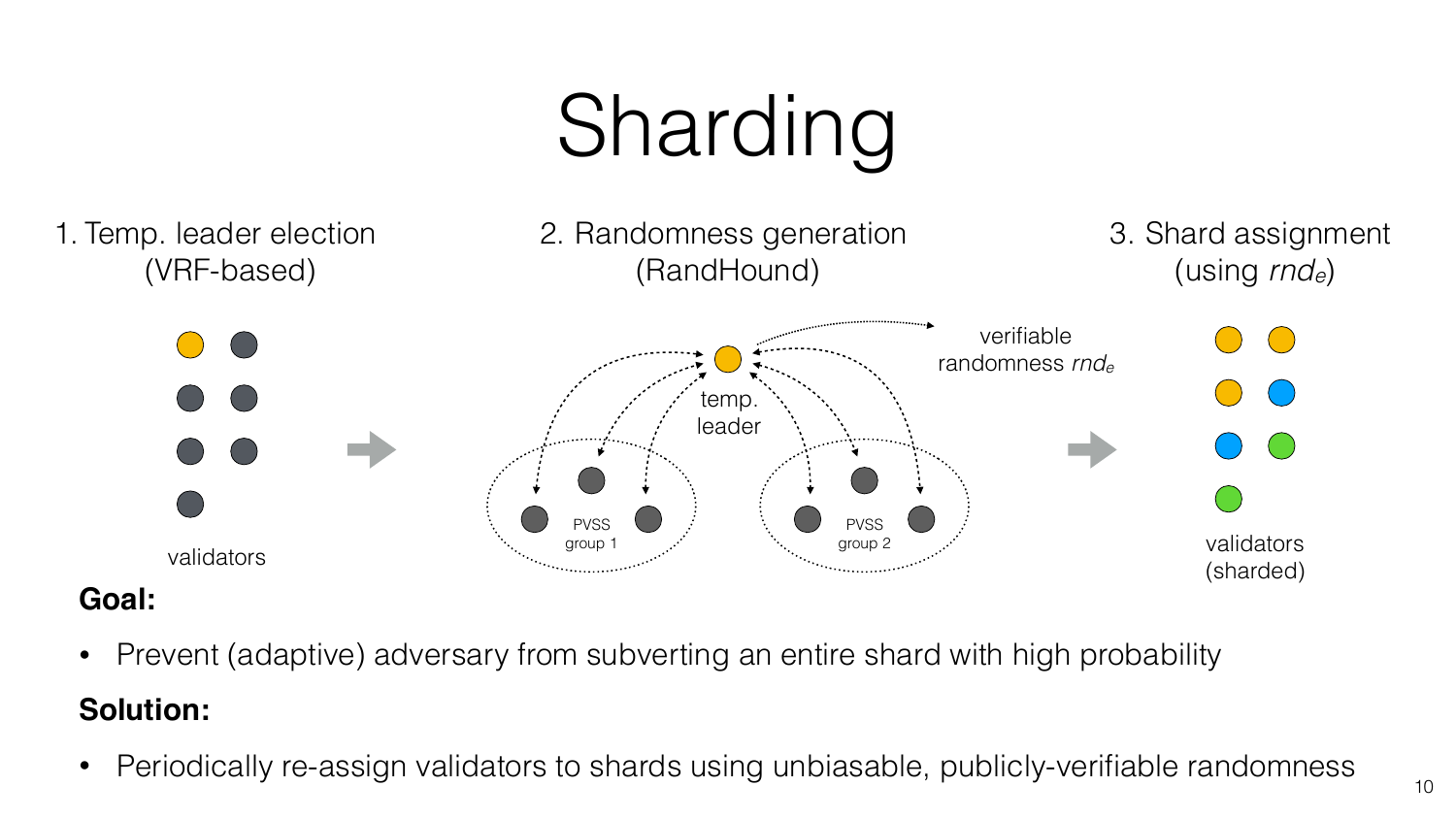# Sharding

1. Temp. leader election (VRF-based)

validators

2. Randomness generation (RandHound)

temp. leader

verifiable randomness $rnd_e$

PVSS group 1

PVSS group 2

3. Shard assignment (using $rnd_e$)

validators (sharded)

**Goal:**

- Prevent (adaptive) adversary from subverting an entire shard with high probability

**Solution:**

- Periodically re-assign validators to shards using unbiasable, publicly-verifiable randomness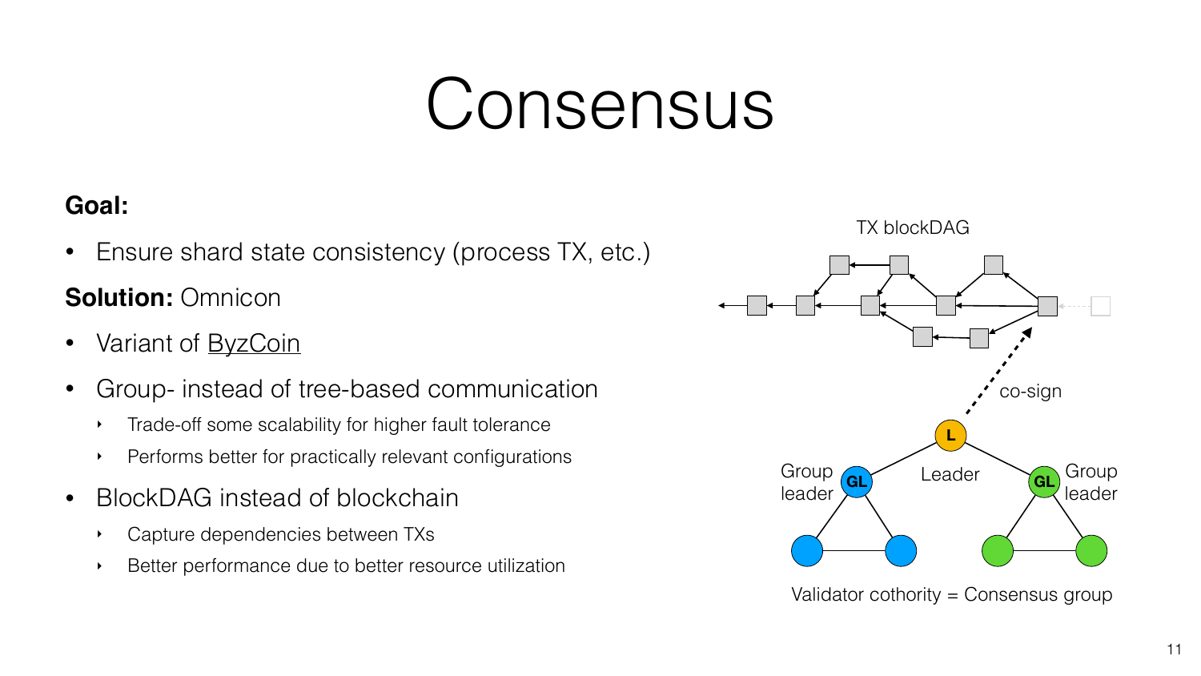# Consensus

**Goal:**

- Ensure shard state consistency (process TX, etc.)

**Solution:** Omnicon

- Variant of ByzCoin
- Group- instead of tree-based communication
  - Trade-off some scalability for higher fault tolerance
  - Performs better for practically relevant configurations
- BlockDAG instead of blockchain
  - Capture dependencies between TXs
  - Better performance due to better resource utilization

TX blockDAG

co-sign

Group leader — Leader — Group leader

Validator cothority = Consensus group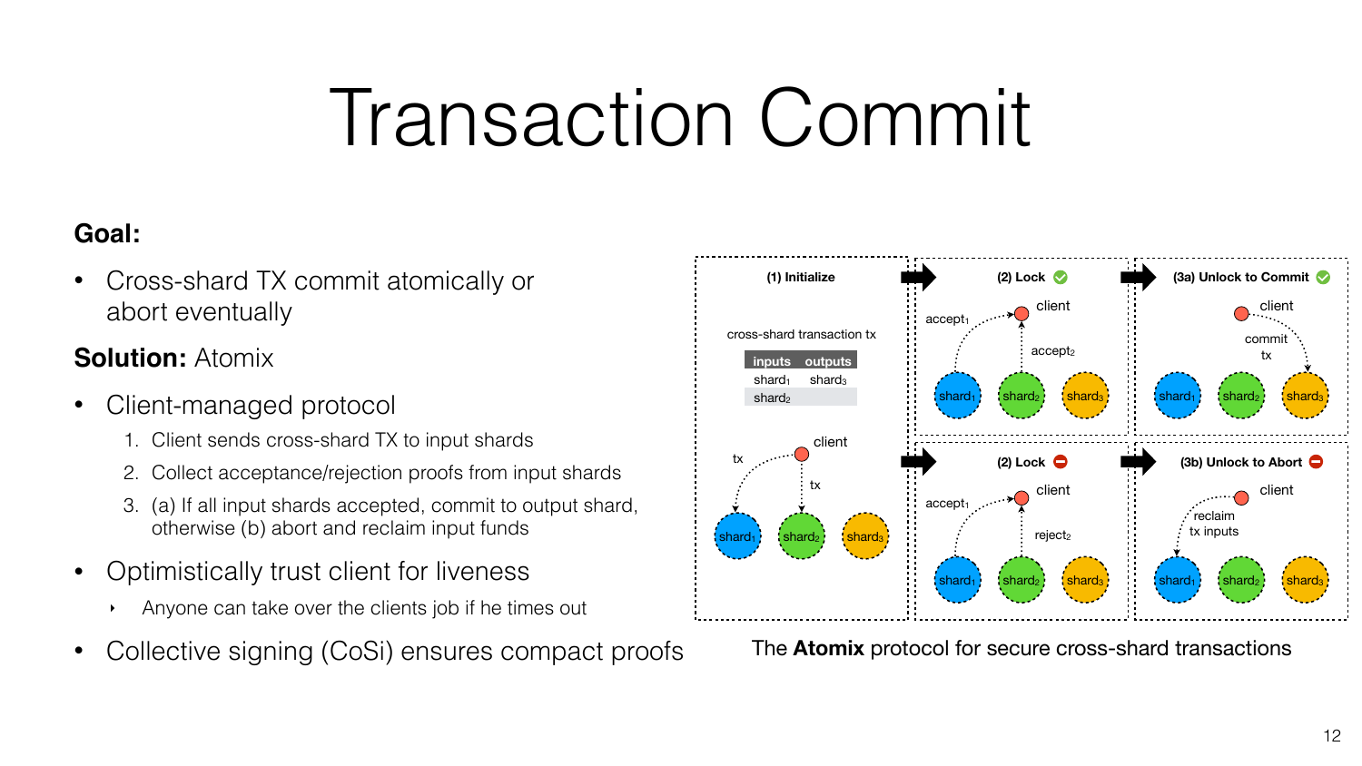# Transaction Commit

**Goal:**

- Cross-shard TX commit atomically or abort eventually

**Solution:** Atomix

- Client-managed protocol
  1. Client sends cross-shard TX to input shards
  2. Collect acceptance/rejection proofs from input shards
  3. (a) If all input shards accepted, commit to output shard, otherwise (b) abort and reclaim input funds
- Optimistically trust client for liveness
  - Anyone can take over the clients job if he times out
- Collective signing (CoSi) ensures compact proofs

The **Atomix** protocol for secure cross-shard transactions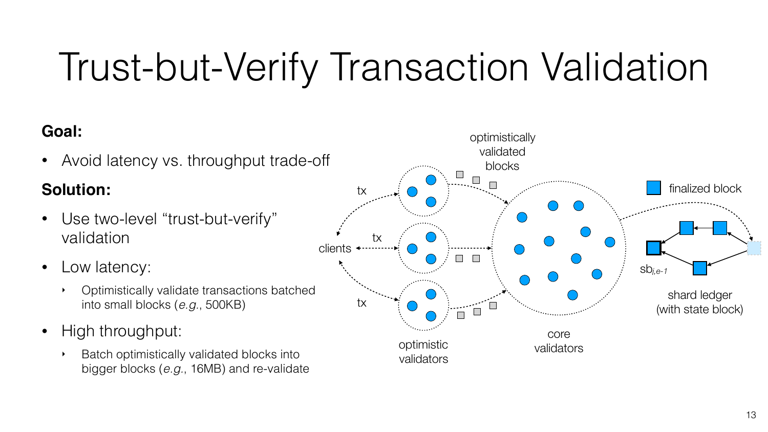# Trust-but-Verify Transaction Validation

**Goal:**

- Avoid latency vs. throughput trade-off

**Solution:**

- Use two-level "trust-but-verify" validation
- Low latency:
  - Optimistically validate transactions batched into small blocks (*e.g.*, 500KB)
- High throughput:
  - Batch optimistically validated blocks into bigger blocks (*e.g.*, 16MB) and re-validate

optimistically validated blocks

tx

clients

tx

tx

optimistic validators

core validators

finalized block

$sb_{i,e-1}$

shard ledger (with state block)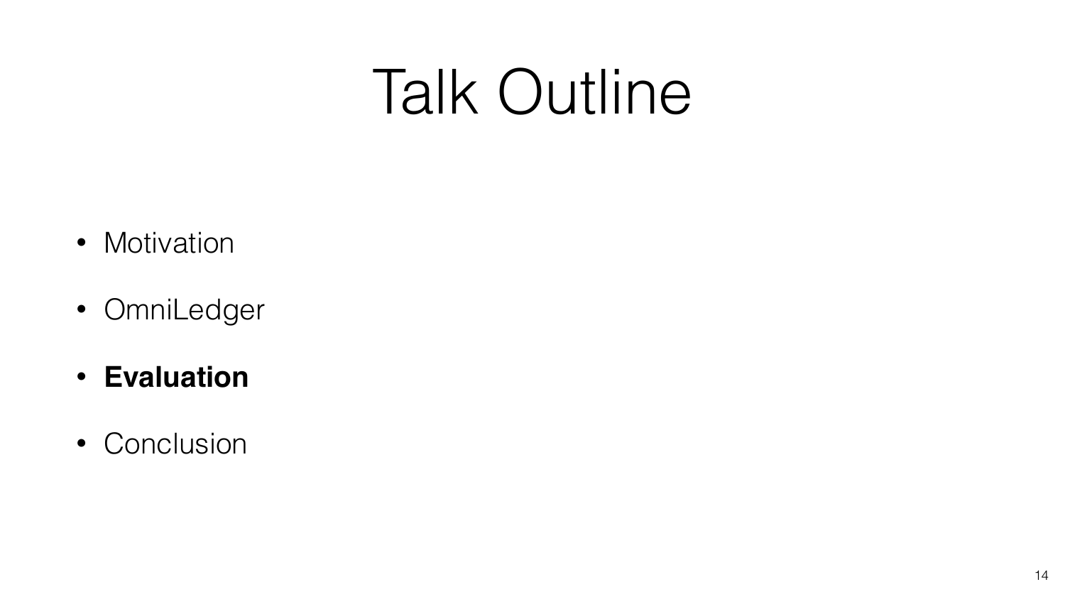# Talk Outline

- Motivation
- OmniLedger
- **Evaluation**
- Conclusion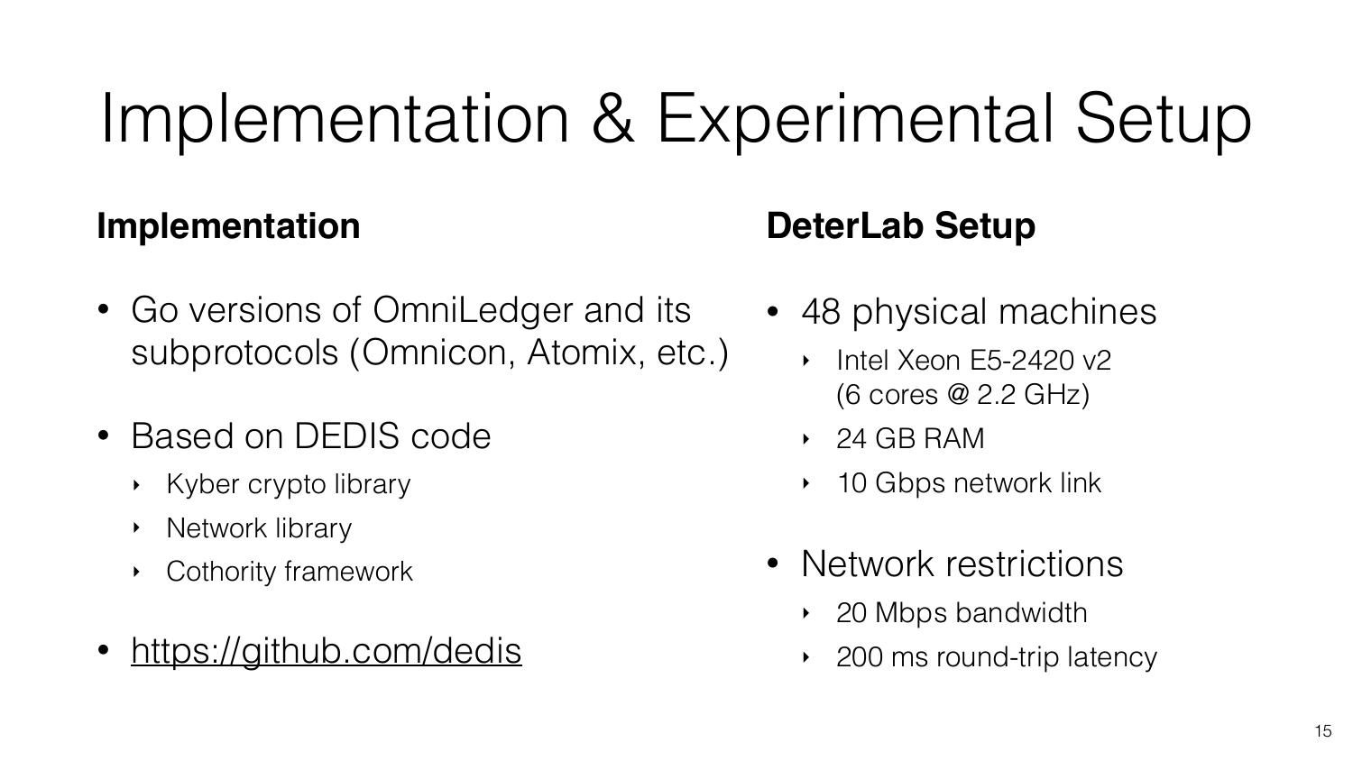# Implementation & Experimental Setup

## Implementation

- Go versions of OmniLedger and its subprotocols (Omnicon, Atomix, etc.)
- Based on DEDIS code
  - Kyber crypto library
  - Network library
  - Cothority framework
- https://github.com/dedis

## DeterLab Setup

- 48 physical machines
  - Intel Xeon E5-2420 v2 (6 cores @ 2.2 GHz)
  - 24 GB RAM
  - 10 Gbps network link
- Network restrictions
  - 20 Mbps bandwidth
  - 200 ms round-trip latency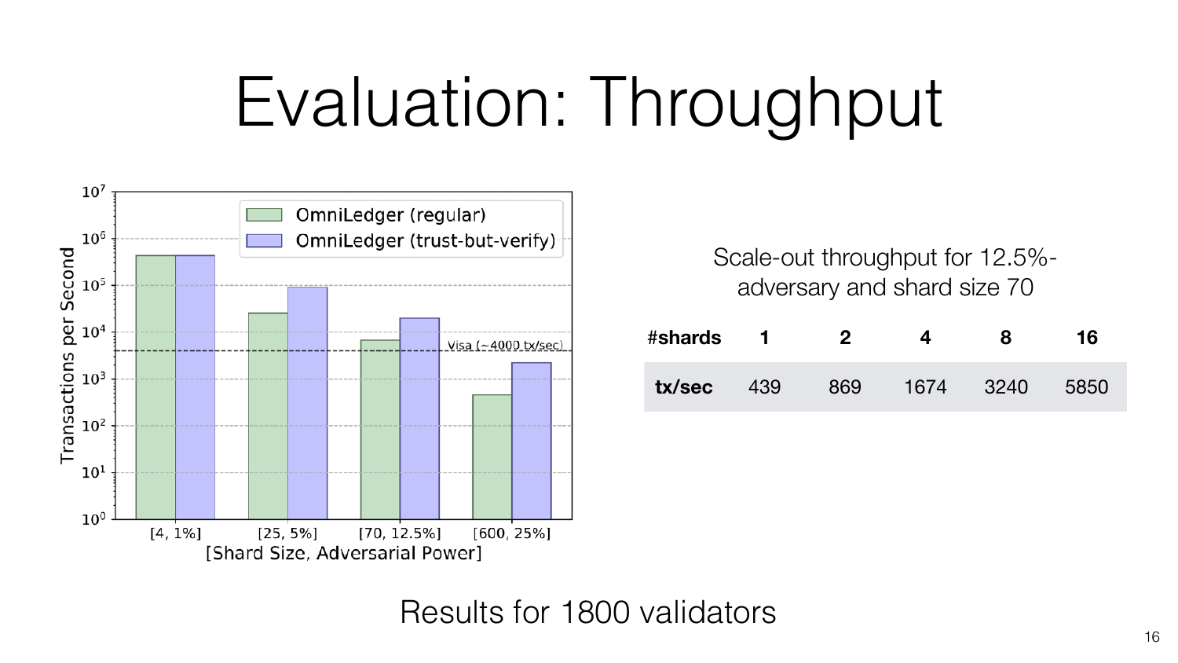# Evaluation: Throughput

Scale-out throughput for 12.5%-adversary and shard size 70

| #shards | 1 | 2 | 4 | 8 | 16 |
|---|---|---|---|---|---|
| **tx/sec** | 439 | 869 | 1674 | 3240 | 5850 |

Results for 1800 validators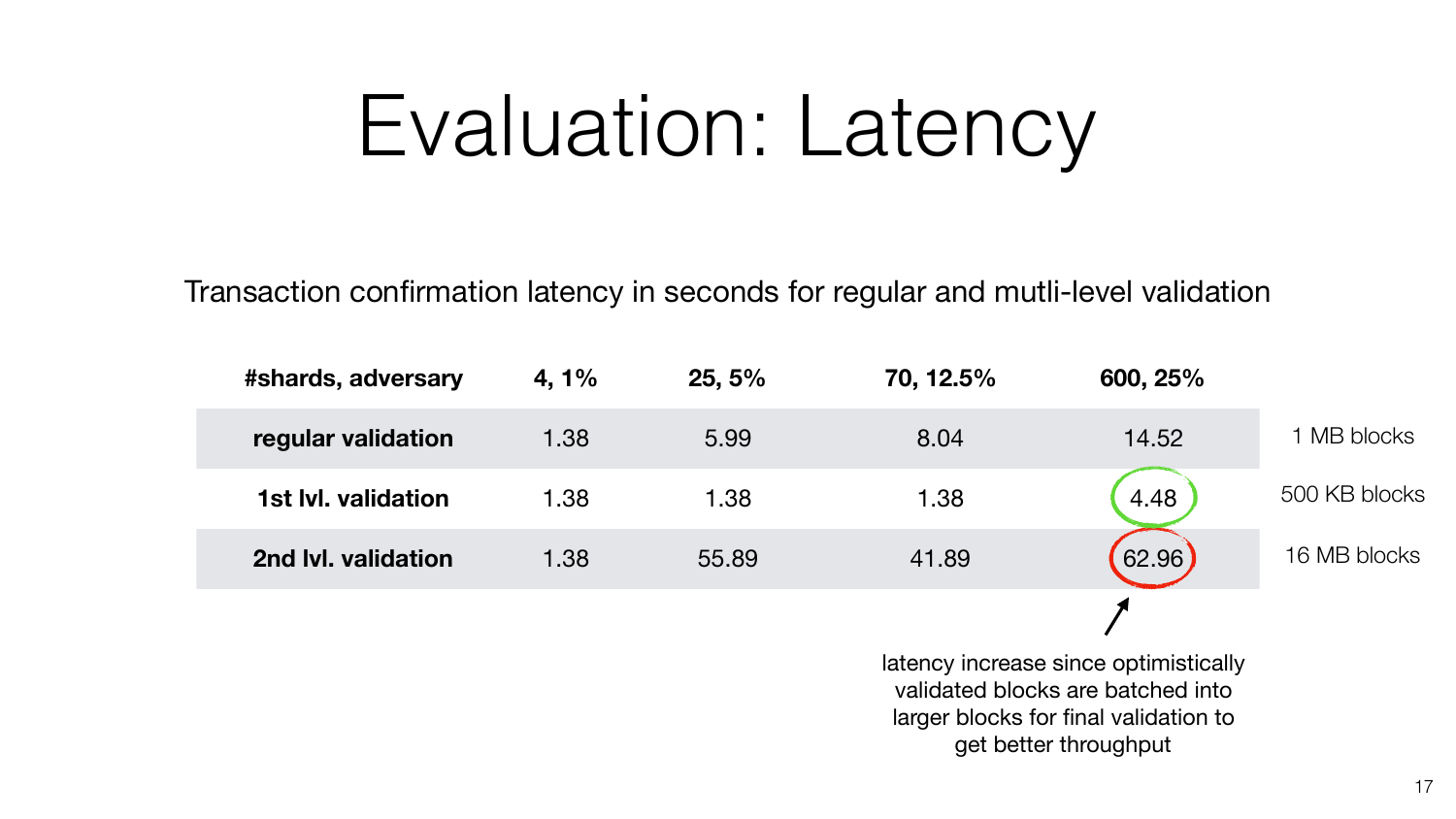# Evaluation: Latency

Transaction confirmation latency in seconds for regular and mutli-level validation

| #shards, adversary | 4, 1% | 25, 5% | 70, 12.5% | 600, 25% | |
|---|---|---|---|---|---|
| **regular validation** | 1.38 | 5.99 | 8.04 | 14.52 | 1 MB blocks |
| **1st lvl. validation** | 1.38 | 1.38 | 1.38 | 4.48 | 500 KB blocks |
| **2nd lvl. validation** | 1.38 | 55.89 | 41.89 | 62.96 | 16 MB blocks |

latency increase since optimistically validated blocks are batched into larger blocks for final validation to get better throughput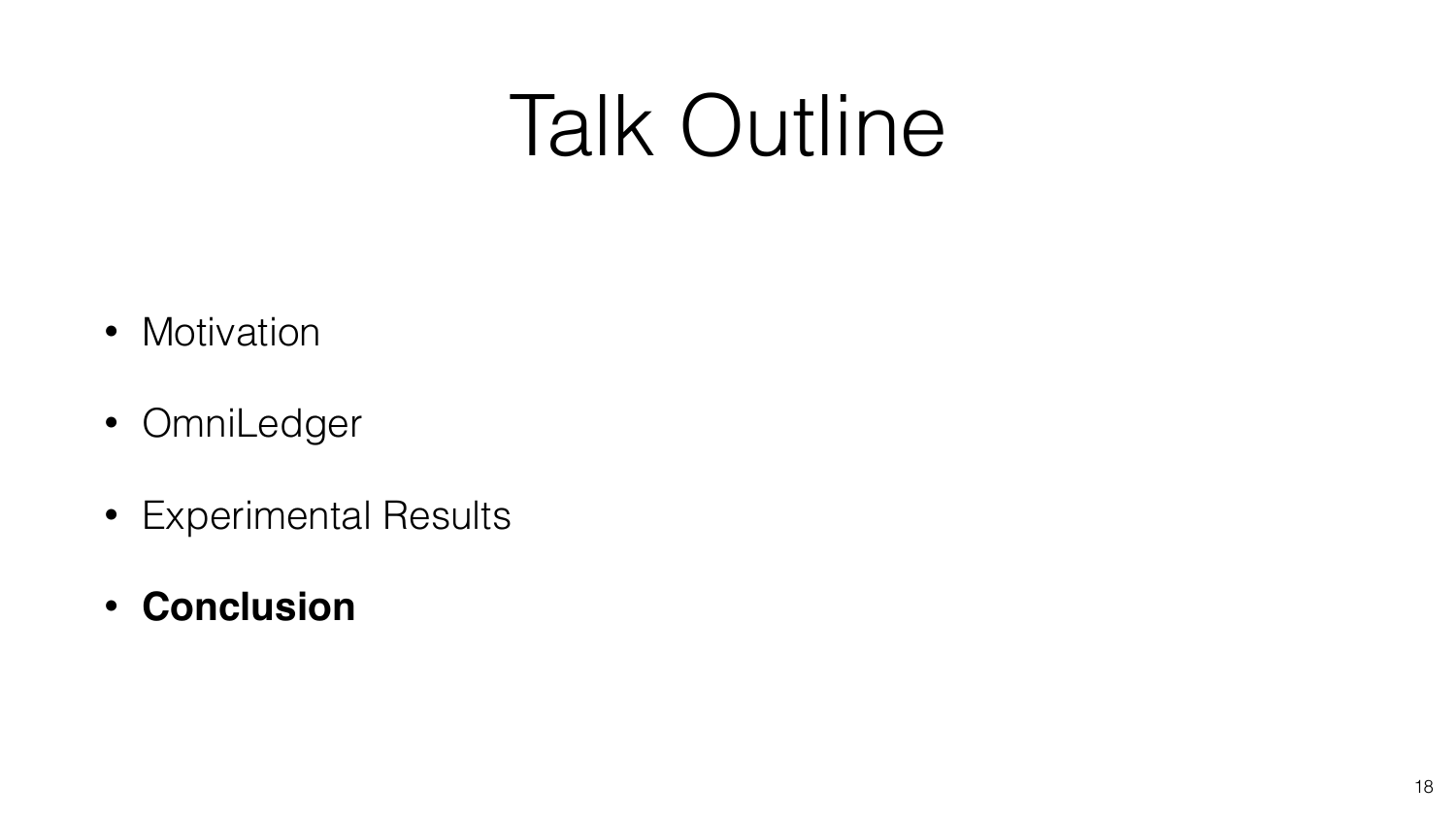# Talk Outline

- Motivation
- OmniLedger
- Experimental Results
- **Conclusion**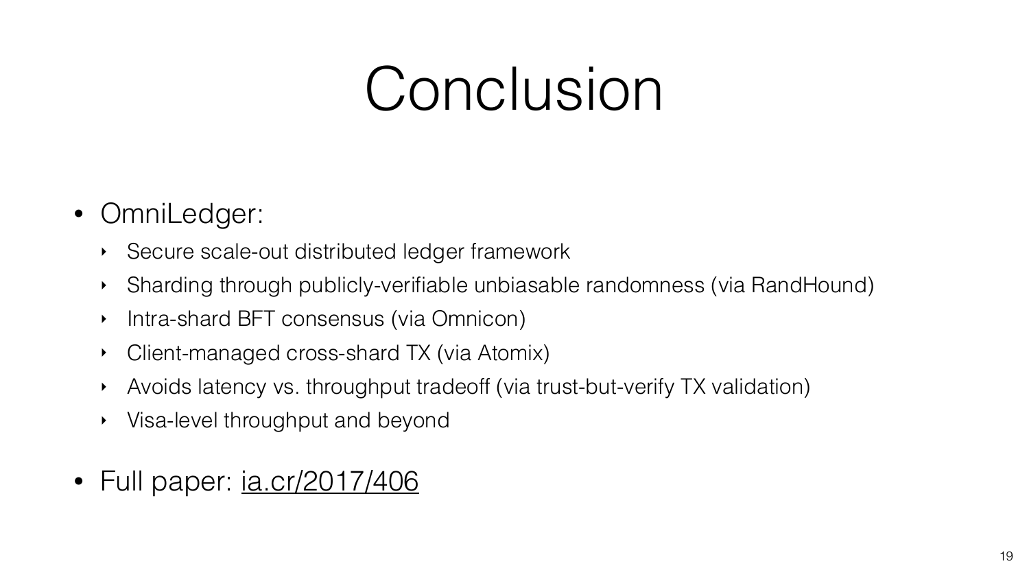# Conclusion

- OmniLedger:
  - Secure scale-out distributed ledger framework
  - Sharding through publicly-verifiable unbiasable randomness (via RandHound)
  - Intra-shard BFT consensus (via Omnicon)
  - Client-managed cross-shard TX (via Atomix)
  - Avoids latency vs. throughput tradeoff (via trust-but-verify TX validation)
  - Visa-level throughput and beyond
- Full paper: ia.cr/2017/406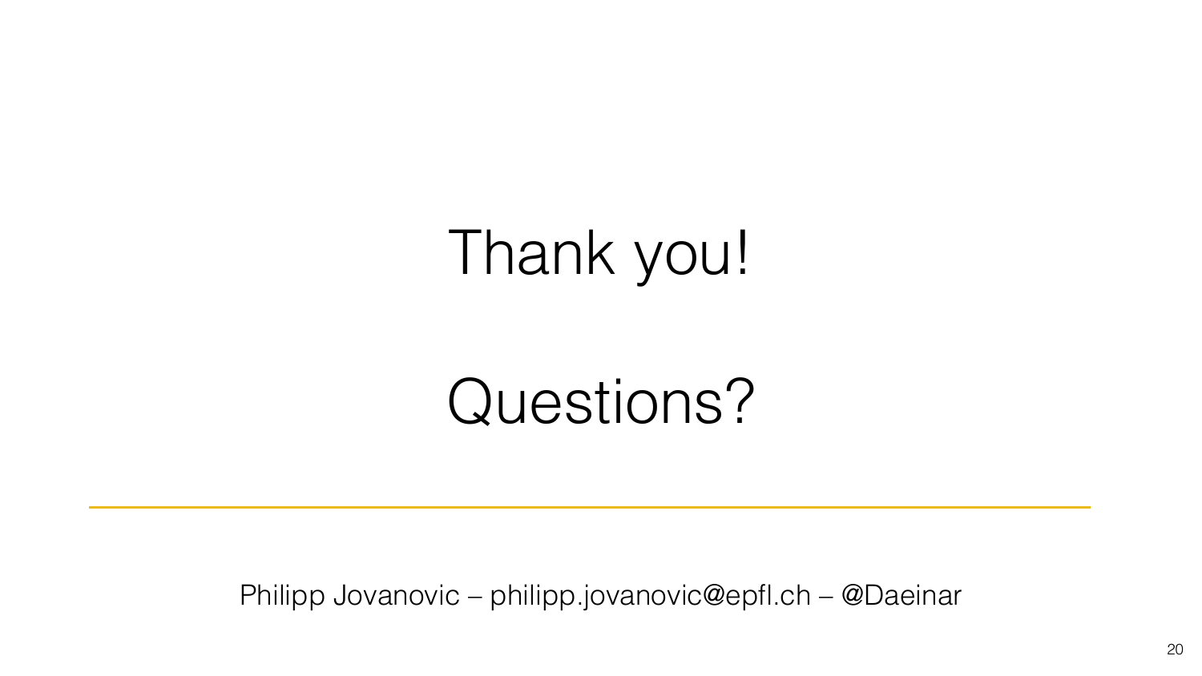# Thank you!

# Questions?

Philipp Jovanovic – philipp.jovanovic@epfl.ch – @Daeinar